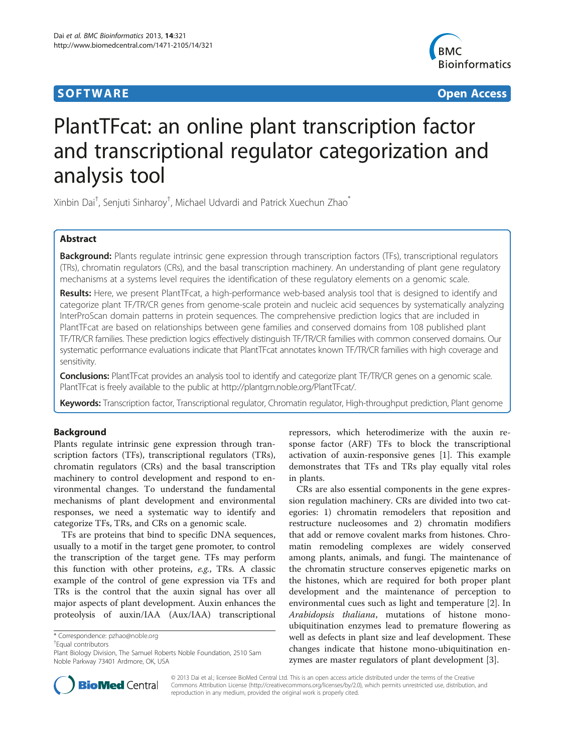SOFTWARE **Open Access**

# PlantTFcat: an online plant transcription factor and transcriptional regulator categorization and analysis tool

Xinbin Dai[†], Senjuti Sinharoy[†], Michael Udvardi and Patrick Xuechun Zhao[*]

## Abstract

**Background:** Plants regulate intrinsic gene expression through transcription factors (TFs), transcriptional regulators (TRs), chromatin regulators (CRs), and the basal transcription machinery. An understanding of plant gene regulatory mechanisms at a systems level requires the identification of these regulatory elements on a genomic scale.

**Results:** Here, we present PlantTFcat, a high-performance web-based analysis tool that is designed to identify and categorize plant TF/TR/CR genes from genome-scale protein and nucleic acid sequences by systematically analyzing InterProScan domain patterns in protein sequences. The comprehensive prediction logics that are included in PlantTFcat are based on relationships between gene families and conserved domains from 108 published plant TF/TR/CR families. These prediction logics effectively distinguish TF/TR/CR families with common conserved domains. Our systematic performance evaluations indicate that PlantTFcat annotates known TF/TR/CR families with high coverage and sensitivity.

**Conclusions:** PlantTFcat provides an analysis tool to identify and categorize plant TF/TR/CR genes on a genomic scale. PlantTFcat is freely available to the public at http://plantgrn.noble.org/PlantTFcat/.

**Keywords:** Transcription factor, Transcriptional regulator, Chromatin regulator, High-throughput prediction, Plant genome

## Background

Plants regulate intrinsic gene expression through transcription factors (TFs), transcriptional regulators (TRs), chromatin regulators (CRs) and the basal transcription machinery to control development and respond to environmental changes. To understand the fundamental mechanisms of plant development and environmental responses, we need a systematic way to identify and categorize TFs, TRs, and CRs on a genomic scale.

TFs are proteins that bind to specific DNA sequences, usually to a motif in the target gene promoter, to control the transcription of the target gene. TFs may perform this function with other proteins, *e.g.*, TRs. A classic example of the control of gene expression via TFs and TRs is the control that the auxin signal has over all major aspects of plant development. Auxin enhances the proteolysis of auxin/IAA (Aux/IAA) transcriptional repressors, which heterodimerize with the auxin response factor (ARF) TFs to block the transcriptional activation of auxin-responsive genes [1]. This example demonstrates that TFs and TRs play equally vital roles in plants.

CRs are also essential components in the gene expression regulation machinery. CRs are divided into two categories: 1) chromatin remodelers that reposition and restructure nucleosomes and 2) chromatin modifiers that add or remove covalent marks from histones. Chromatin remodeling complexes are widely conserved among plants, animals, and fungi. The maintenance of the chromatin structure conserves epigenetic marks on the histones, which are required for both proper plant development and the maintenance of perception to environmental cues such as light and temperature [2]. In *Arabidopsis thaliana*, mutations of histone mono-ubiquitination enzymes lead to premature flowering as well as defects in plant size and leaf development. These changes indicate that histone mono-ubiquitination enzymes are master regulators of plant development [3].

\* Correspondence: pzhao@noble.org
[†]Equal contributors
Plant Biology Division, The Samuel Roberts Noble Foundation, 2510 Sam Noble Parkway 73401 Ardmore, OK, USA

© 2013 Dai et al.; licensee BioMed Central Ltd. This is an open access article distributed under the terms of the Creative Commons Attribution License (http://creativecommons.org/licenses/by/2.0), which permits unrestricted use, distribution, and reproduction in any medium, provided the original work is properly cited.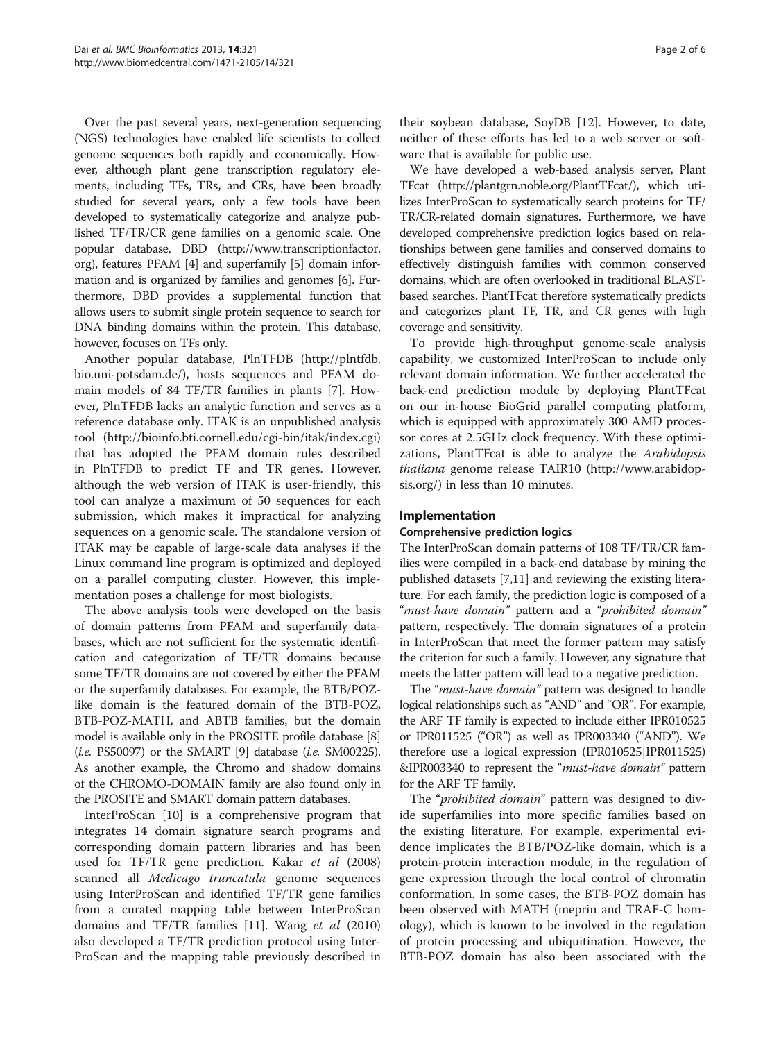Over the past several years, next-generation sequencing (NGS) technologies have enabled life scientists to collect genome sequences both rapidly and economically. However, although plant gene transcription regulatory elements, including TFs, TRs, and CRs, have been broadly studied for several years, only a few tools have been developed to systematically categorize and analyze published TF/TR/CR gene families on a genomic scale. One popular database, DBD (http://www.transcriptionfactor.org), features PFAM [4] and superfamily [5] domain information and is organized by families and genomes [6]. Furthermore, DBD provides a supplemental function that allows users to submit single protein sequence to search for DNA binding domains within the protein. This database, however, focuses on TFs only.

Another popular database, PlnTFDB (http://plntfdb.bio.uni-potsdam.de/), hosts sequences and PFAM domain models of 84 TF/TR families in plants [7]. However, PlnTFDB lacks an analytic function and serves as a reference database only. ITAK is an unpublished analysis tool (http://bioinfo.bti.cornell.edu/cgi-bin/itak/index.cgi) that has adopted the PFAM domain rules described in PlnTFDB to predict TF and TR genes. However, although the web version of ITAK is user-friendly, this tool can analyze a maximum of 50 sequences for each submission, which makes it impractical for analyzing sequences on a genomic scale. The standalone version of ITAK may be capable of large-scale data analyses if the Linux command line program is optimized and deployed on a parallel computing cluster. However, this implementation poses a challenge for most biologists.

The above analysis tools were developed on the basis of domain patterns from PFAM and superfamily databases, which are not sufficient for the systematic identification and categorization of TF/TR domains because some TF/TR domains are not covered by either the PFAM or the superfamily databases. For example, the BTB/POZ-like domain is the featured domain of the BTB-POZ, BTB-POZ-MATH, and ABTB families, but the domain model is available only in the PROSITE profile database [8] (*i.e.* PS50097) or the SMART [9] database (*i.e.* SM00225). As another example, the Chromo and shadow domains of the CHROMO-DOMAIN family are also found only in the PROSITE and SMART domain pattern databases.

InterProScan [10] is a comprehensive program that integrates 14 domain signature search programs and corresponding domain pattern libraries and has been used for TF/TR gene prediction. Kakar *et al* (2008) scanned all *Medicago truncatula* genome sequences using InterProScan and identified TF/TR gene families from a curated mapping table between InterProScan domains and TF/TR families [11]. Wang *et al* (2010) also developed a TF/TR prediction protocol using InterProScan and the mapping table previously described in their soybean database, SoyDB [12]. However, to date, neither of these efforts has led to a web server or software that is available for public use.

We have developed a web-based analysis server, Plant TFcat (http://plantgrn.noble.org/PlantTFcat/), which utilizes InterProScan to systematically search proteins for TF/TR/CR-related domain signatures. Furthermore, we have developed comprehensive prediction logics based on relationships between gene families and conserved domains to effectively distinguish families with common conserved domains, which are often overlooked in traditional BLAST-based searches. PlantTFcat therefore systematically predicts and categorizes plant TF, TR, and CR genes with high coverage and sensitivity.

To provide high-throughput genome-scale analysis capability, we customized InterProScan to include only relevant domain information. We further accelerated the back-end prediction module by deploying PlantTFcat on our in-house BioGrid parallel computing platform, which is equipped with approximately 300 AMD processor cores at 2.5GHz clock frequency. With these optimizations, PlantTFcat is able to analyze the *Arabidopsis thaliana* genome release TAIR10 (http://www.arabidopsis.org/) in less than 10 minutes.

## Implementation

### Comprehensive prediction logics

The InterProScan domain patterns of 108 TF/TR/CR families were compiled in a back-end database by mining the published datasets [7,11] and reviewing the existing literature. For each family, the prediction logic is composed of a "*must-have domain*" pattern and a "*prohibited domain*" pattern, respectively. The domain signatures of a protein in InterProScan that meet the former pattern may satisfy the criterion for such a family. However, any signature that meets the latter pattern will lead to a negative prediction.

The "*must-have domain*" pattern was designed to handle logical relationships such as "AND" and "OR". For example, the ARF TF family is expected to include either IPR010525 or IPR011525 ("OR") as well as IPR003340 ("AND"). We therefore use a logical expression (IPR010525|IPR011525)&IPR003340 to represent the "*must-have domain*" pattern for the ARF TF family.

The "*prohibited domain*" pattern was designed to divide superfamilies into more specific families based on the existing literature. For example, experimental evidence implicates the BTB/POZ-like domain, which is a protein-protein interaction module, in the regulation of gene expression through the local control of chromatin conformation. In some cases, the BTB-POZ domain has been observed with MATH (meprin and TRAF-C homology), which is known to be involved in the regulation of protein processing and ubiquitination. However, the BTB-POZ domain has also been associated with the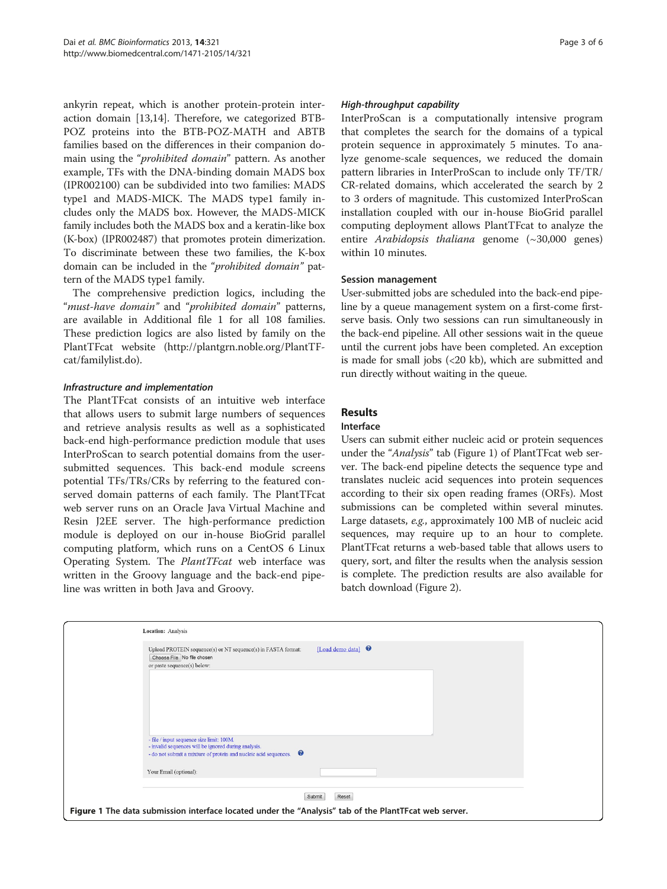ankyrin repeat, which is another protein-protein interaction domain [13,14]. Therefore, we categorized BTB-POZ proteins into the BTB-POZ-MATH and ABTB families based on the differences in their companion domain using the "*prohibited domain*" pattern. As another example, TFs with the DNA-binding domain MADS box (IPR002100) can be subdivided into two families: MADS type1 and MADS-MICK. The MADS type1 family includes only the MADS box. However, the MADS-MICK family includes both the MADS box and a keratin-like box (K-box) (IPR002487) that promotes protein dimerization. To discriminate between these two families, the K-box domain can be included in the "*prohibited domain*" pattern of the MADS type1 family.

The comprehensive prediction logics, including the "*must-have domain*" and "*prohibited domain*" patterns, are available in Additional file 1 for all 108 families. These prediction logics are also listed by family on the PlantTFcat website (http://plantgrn.noble.org/PlantTFcat/familylist.do).

### *Infrastructure and implementation*

The PlantTFcat consists of an intuitive web interface that allows users to submit large numbers of sequences and retrieve analysis results as well as a sophisticated back-end high-performance prediction module that uses InterProScan to search potential domains from the user-submitted sequences. This back-end module screens potential TFs/TRs/CRs by referring to the featured conserved domain patterns of each family. The PlantTFcat web server runs on an Oracle Java Virtual Machine and Resin J2EE server. The high-performance prediction module is deployed on our in-house BioGrid parallel computing platform, which runs on a CentOS 6 Linux Operating System. The *PlantTFcat* web interface was written in the Groovy language and the back-end pipeline was written in both Java and Groovy.

### *High-throughput capability*

InterProScan is a computationally intensive program that completes the search for the domains of a typical protein sequence in approximately 5 minutes. To analyze genome-scale sequences, we reduced the domain pattern libraries in InterProScan to include only TF/TR/CR-related domains, which accelerated the search by 2 to 3 orders of magnitude. This customized InterProScan installation coupled with our in-house BioGrid parallel computing deployment allows PlantTFcat to analyze the entire *Arabidopsis thaliana* genome (~30,000 genes) within 10 minutes.

### Session management

User-submitted jobs are scheduled into the back-end pipeline by a queue management system on a first-come first-serve basis. Only two sessions can run simultaneously in the back-end pipeline. All other sessions wait in the queue until the current jobs have been completed. An exception is made for small jobs (<20 kb), which are submitted and run directly without waiting in the queue.

## Results

### Interface

Users can submit either nucleic acid or protein sequences under the "*Analysis*" tab (Figure 1) of PlantTFcat web server. The back-end pipeline detects the sequence type and translates nucleic acid sequences into protein sequences according to their six open reading frames (ORFs). Most submissions can be completed within several minutes. Large datasets, *e.g.*, approximately 100 MB of nucleic acid sequences, may require up to an hour to complete. PlantTFcat returns a web-based table that allows users to query, sort, and filter the results when the analysis session is complete. The prediction results are also available for batch download (Figure 2).

**Figure 1 The data submission interface located under the "Analysis" tab of the PlantTFcat web server.**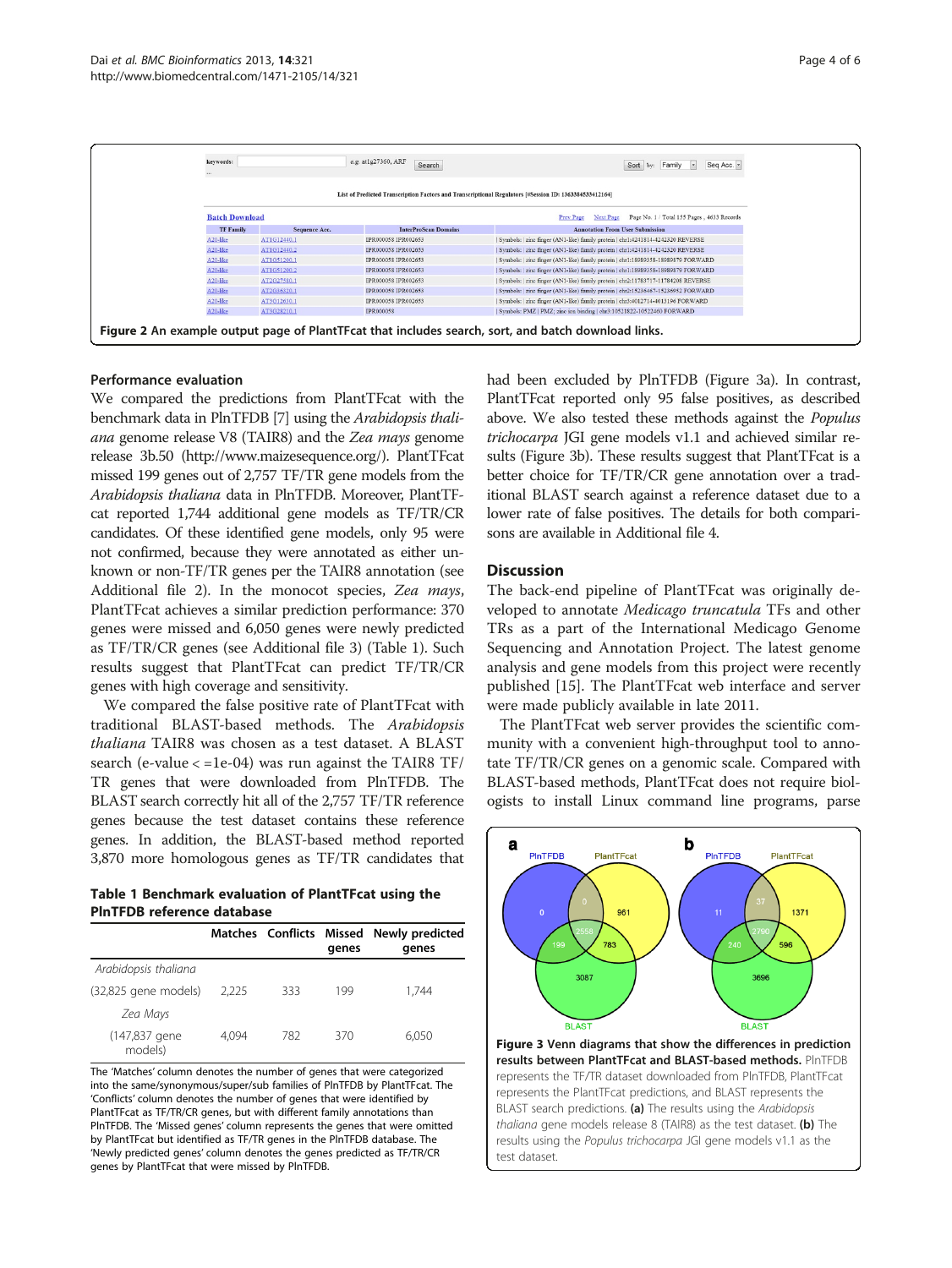Figure 2 An example output page of PlantTFcat that includes search, sort, and batch download links.

### Performance evaluation

We compared the predictions from PlantTFcat with the benchmark data in PlnTFDB [7] using the *Arabidopsis thaliana* genome release V8 (TAIR8) and the *Zea mays* genome release 3b.50 (http://www.maizesequence.org/). PlantTFcat missed 199 genes out of 2,757 TF/TR gene models from the *Arabidopsis thaliana* data in PlnTFDB. Moreover, PlantTFcat reported 1,744 additional gene models as TF/TR/CR candidates. Of these identified gene models, only 95 were not confirmed, because they were annotated as either unknown or non-TF/TR genes per the TAIR8 annotation (see Additional file 2). In the monocot species, *Zea mays*, PlantTFcat achieves a similar prediction performance: 370 genes were missed and 6,050 genes were newly predicted as TF/TR/CR genes (see Additional file 3) (Table 1). Such results suggest that PlantTFcat can predict TF/TR/CR genes with high coverage and sensitivity.

We compared the false positive rate of PlantTFcat with traditional BLAST-based methods. The *Arabidopsis thaliana* TAIR8 was chosen as a test dataset. A BLAST search (e-value < =1e-04) was run against the TAIR8 TF/TR genes that were downloaded from PlnTFDB. The BLAST search correctly hit all of the 2,757 TF/TR reference genes because the test dataset contains these reference genes. In addition, the BLAST-based method reported 3,870 more homologous genes as TF/TR candidates that had been excluded by PlnTFDB (Figure 3a). In contrast, PlantTFcat reported only 95 false positives, as described above. We also tested these methods against the *Populus trichocarpa* JGI gene models v1.1 and achieved similar results (Figure 3b). These results suggest that PlantTFcat is a better choice for TF/TR/CR gene annotation over a traditional BLAST search against a reference dataset due to a lower rate of false positives. The details for both comparisons are available in Additional file 4.

**Table 1 Benchmark evaluation of PlantTFcat using the PlnTFDB reference database**

| | Matches | Conflicts | Missed genes | Newly predicted genes |
|---|---|---|---|---|
| *Arabidopsis thaliana* | | | | |
| (32,825 gene models) | 2,225 | 333 | 199 | 1,744 |
| *Zea Mays* | | | | |
| (147,837 gene models) | 4,094 | 782 | 370 | 6,050 |

The 'Matches' column denotes the number of genes that were categorized into the same/synonymous/super/sub families of PlnTFDB by PlantTFcat. The 'Conflicts' column denotes the number of genes that were identified by PlantTFcat as TF/TR/CR genes, but with different family annotations than PlnTFDB. The 'Missed genes' column represents the genes that were omitted by PlantTFcat but identified as TF/TR genes in the PlnTFDB database. The 'Newly predicted genes' column denotes the genes predicted as TF/TR/CR genes by PlantTFcat that were missed by PlnTFDB.

## Discussion

The back-end pipeline of PlantTFcat was originally developed to annotate *Medicago truncatula* TFs and other TRs as a part of the International Medicago Genome Sequencing and Annotation Project. The latest genome analysis and gene models from this project were recently published [15]. The PlantTFcat web interface and server were made publicly available in late 2011.

The PlantTFcat web server provides the scientific community with a convenient high-throughput tool to annotate TF/TR/CR genes on a genomic scale. Compared with BLAST-based methods, PlantTFcat does not require biologists to install Linux command line programs, parse

Figure 3 Venn diagrams that show the differences in prediction results between PlantTFcat and BLAST-based methods. PlnTFDB represents the TF/TR dataset downloaded from PlnTFDB, PlantTFcat represents the PlantTFcat predictions, and BLAST represents the BLAST search predictions. **(a)** The results using the *Arabidopsis thaliana* gene models release 8 (TAIR8) as the test dataset. **(b)** The results using the *Populus trichocarpa* JGI gene models v1.1 as the test dataset.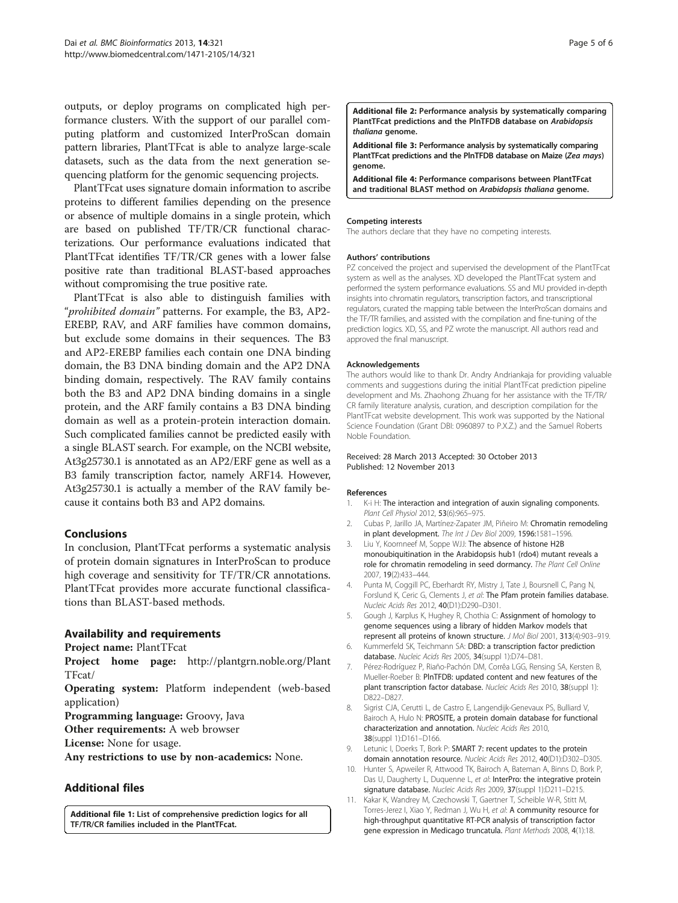outputs, or deploy programs on complicated high performance clusters. With the support of our parallel computing platform and customized InterProScan domain pattern libraries, PlantTFcat is able to analyze large-scale datasets, such as the data from the next generation sequencing platform for the genomic sequencing projects.

PlantTFcat uses signature domain information to ascribe proteins to different families depending on the presence or absence of multiple domains in a single protein, which are based on published TF/TR/CR functional characterizations. Our performance evaluations indicated that PlantTFcat identifies TF/TR/CR genes with a lower false positive rate than traditional BLAST-based approaches without compromising the true positive rate.

PlantTFcat is also able to distinguish families with "*prohibited domain*" patterns. For example, the B3, AP2-EREBP, RAV, and ARF families have common domains, but exclude some domains in their sequences. The B3 and AP2-EREBP families each contain one DNA binding domain, the B3 DNA binding domain and the AP2 DNA binding domain, respectively. The RAV family contains both the B3 and AP2 DNA binding domains in a single protein, and the ARF family contains a B3 DNA binding domain as well as a protein-protein interaction domain. Such complicated families cannot be predicted easily with a single BLAST search. For example, on the NCBI website, At3g25730.1 is annotated as an AP2/ERF gene as well as a B3 family transcription factor, namely ARF14. However, At3g25730.1 is actually a member of the RAV family because it contains both B3 and AP2 domains.

## Conclusions

In conclusion, PlantTFcat performs a systematic analysis of protein domain signatures in InterProScan to produce high coverage and sensitivity for TF/TR/CR annotations. PlantTFcat provides more accurate functional classifications than BLAST-based methods.

## Availability and requirements

**Project name:** PlantTFcat

**Project home page:** http://plantgrn.noble.org/PlantTFcat/

**Operating system:** Platform independent (web-based application)

**Programming language:** Groovy, Java

**Other requirements:** A web browser

**License:** None for usage.

**Any restrictions to use by non-academics:** None.

## Additional files

**Additional file 1: List of comprehensive prediction logics for all TF/TR/CR families included in the PlantTFcat.**

**Additional file 2: Performance analysis by systematically comparing PlantTFcat predictions and the PlnTFDB database on *Arabidopsis thaliana* genome.**

**Additional file 3: Performance analysis by systematically comparing PlantTFcat predictions and the PlnTFDB database on Maize (*Zea mays*) genome.**

**Additional file 4: Performance comparisons between PlantTFcat and traditional BLAST method on *Arabidopsis thaliana* genome.**

#### Competing interests

The authors declare that they have no competing interests.

#### Authors' contributions

PZ conceived the project and supervised the development of the PlantTFcat system as well as the analyses. XD developed the PlantTFcat system and performed the system performance evaluations. SS and MU provided in-depth insights into chromatin regulators, transcription factors, and transcriptional regulators, curated the mapping table between the InterProScan domains and the TF/TR families, and assisted with the compilation and fine-tuning of the prediction logics. XD, SS, and PZ wrote the manuscript. All authors read and approved the final manuscript.

#### Acknowledgements

The authors would like to thank Dr. Andry Andriankaja for providing valuable comments and suggestions during the initial PlantTFcat prediction pipeline development and Ms. Zhaohong Zhuang for her assistance with the TF/TR/CR family literature analysis, curation, and description compilation for the PlantTFcat website development. This work was supported by the National Science Foundation (Grant DBI: 0960897 to P.X.Z.) and the Samuel Roberts Noble Foundation.

Received: 28 March 2013 Accepted: 30 October 2013
Published: 12 November 2013

#### References

1. K-i H: **The interaction and integration of auxin signaling components.** *Plant Cell Physiol* 2012, **53**(6):965–975.
2. Cubas P, Jarillo JA, Martínez-Zapater JM, Piñeiro M: **Chromatin remodeling in plant development.** *The Int J Dev Biol* 2009, **1596:**1581–1596.
3. Liu Y, Koornneef M, Soppe WJJ: **The absence of histone H2B monoubiquitination in the Arabidopsis hub1 (rdo4) mutant reveals a role for chromatin remodeling in seed dormancy.** *The Plant Cell Online* 2007, **19**(2):433–444.
4. Punta M, Coggill PC, Eberhardt RY, Mistry J, Tate J, Boursnell C, Pang N, Forslund K, Ceric G, Clements J, *et al*: **The Pfam protein families database.** *Nucleic Acids Res* 2012, **40**(D1):D290–D301.
5. Gough J, Karplus K, Hughey R, Chothia C: **Assignment of homology to genome sequences using a library of hidden Markov models that represent all proteins of known structure.** *J Mol Biol* 2001, **313**(4):903–919.
6. Kummerfeld SK, Teichmann SA: **DBD: a transcription factor prediction database.** *Nucleic Acids Res* 2005, **34**(suppl 1):D74–D81.
7. Pérez-Rodríguez P, Riaño-Pachón DM, Corrêa LGG, Rensing SA, Kersten B, Mueller-Roeber B: **PlnTFDB: updated content and new features of the plant transcription factor database.** *Nucleic Acids Res* 2010, **38**(suppl 1): D822–D827.
8. Sigrist CJA, Cerutti L, de Castro E, Langendijk-Genevaux PS, Bulliard V, Bairoch A, Hulo N: **PROSITE, a protein domain database for functional characterization and annotation.** *Nucleic Acids Res* 2010, **38**(suppl 1):D161–D166.
9. Letunic I, Doerks T, Bork P: **SMART 7: recent updates to the protein domain annotation resource.** *Nucleic Acids Res* 2012, **40**(D1):D302–D305.
10. Hunter S, Apweiler R, Attwood TK, Bairoch A, Bateman A, Binns D, Bork P, Das U, Daugherty L, Duquenne L, *et al*: **InterPro: the integrative protein signature database.** *Nucleic Acids Res* 2009, **37**(suppl 1):D211–D215.
11. Kakar K, Wandrey M, Czechowski T, Gaertner T, Scheible W-R, Stitt M, Torres-Jerez I, Xiao Y, Redman J, Wu H, *et al*: **A community resource for high-throughput quantitative RT-PCR analysis of transcription factor gene expression in Medicago truncatula.** *Plant Methods* 2008, **4**(1):18.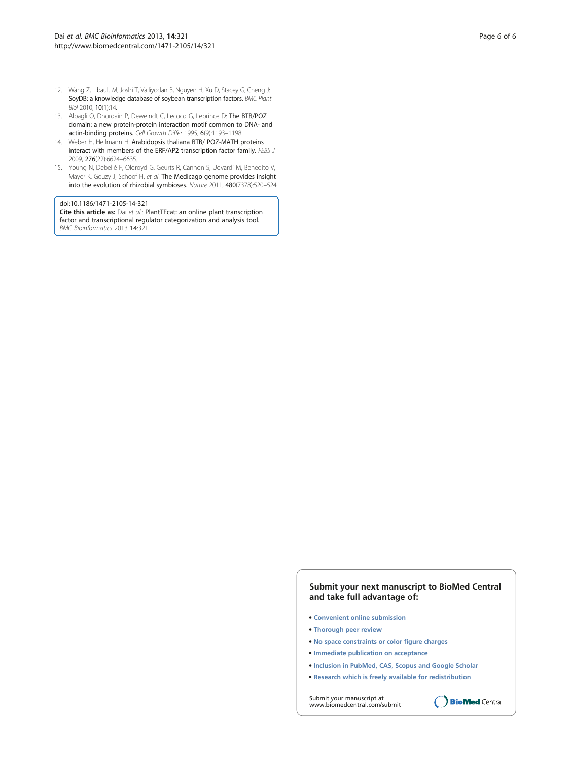12. Wang Z, Libault M, Joshi T, Valliyodan B, Nguyen H, Xu D, Stacey G, Cheng J: **SoyDB: a knowledge database of soybean transcription factors.** *BMC Plant Biol* 2010, **10**(1):14.
13. Albagli O, Dhordain P, Deweindt C, Lecocq G, Leprince D: **The BTB/POZ domain: a new protein-protein interaction motif common to DNA- and actin-binding proteins.** *Cell Growth Differ* 1995, **6**(9):1193–1198.
14. Weber H, Hellmann H: **Arabidopsis thaliana BTB/ POZ-MATH proteins interact with members of the ERF/AP2 transcription factor family.** *FEBS J* 2009, **276**(22):6624–6635.
15. Young N, Debellé F, Oldroyd G, Geurts R, Cannon S, Udvardi M, Benedito V, Mayer K, Gouzy J, Schoof H, *et al*: **The Medicago genome provides insight into the evolution of rhizobial symbioses.** *Nature* 2011, **480**(7378):520–524.

doi:10.1186/1471-2105-14-321

**Cite this article as:** Dai *et al.*: PlantTFcat: an online plant transcription factor and transcriptional regulator categorization and analysis tool. *BMC Bioinformatics* 2013 **14**:321.

**Submit your next manuscript to BioMed Central and take full advantage of:**

- **Convenient online submission**
- **Thorough peer review**
- **No space constraints or color figure charges**
- **Immediate publication on acceptance**
- **Inclusion in PubMed, CAS, Scopus and Google Scholar**
- **Research which is freely available for redistribution**

Submit your manuscript at
www.biomedcentral.com/submit

BioMed Central